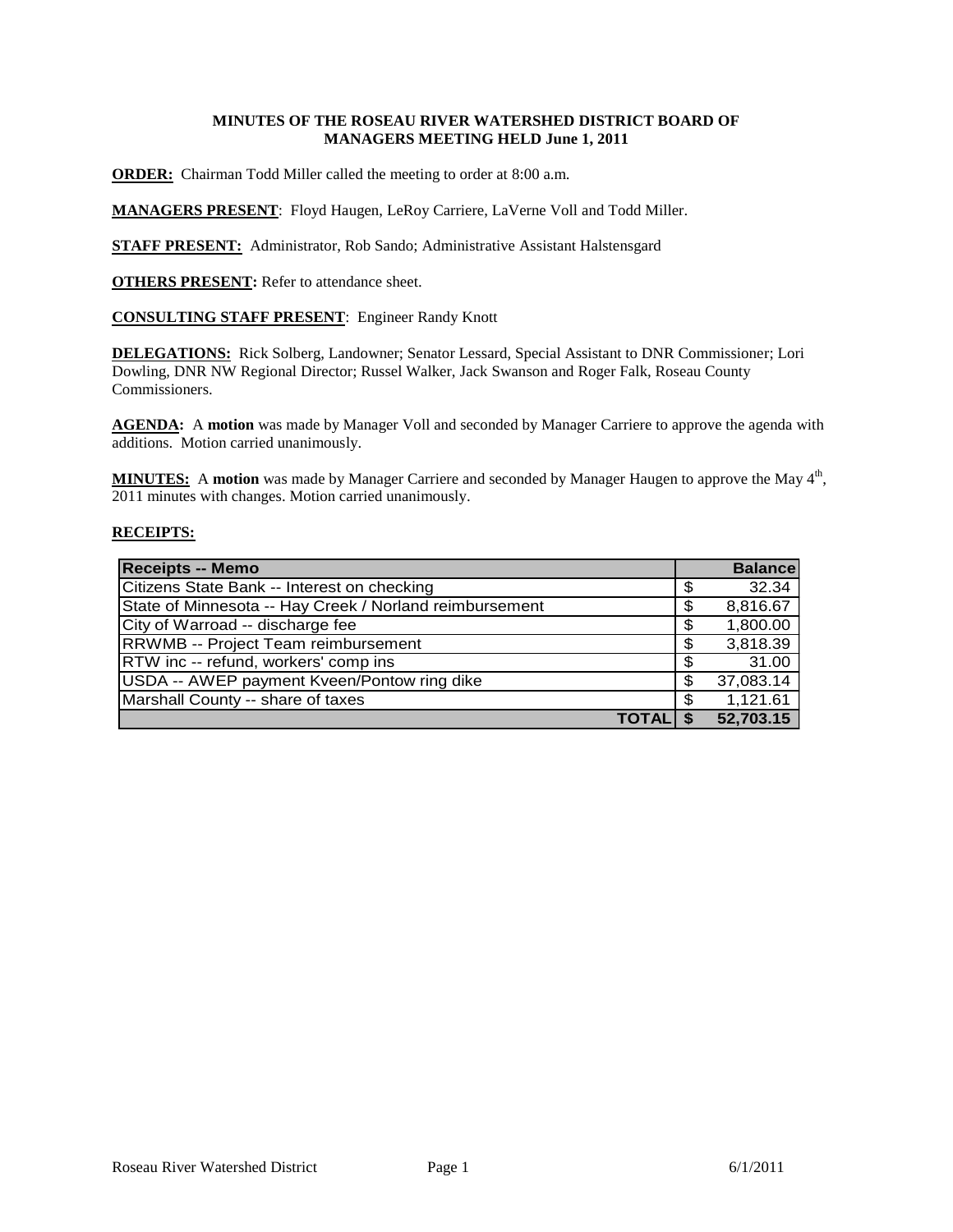# MINUTES OF THE ROSEAU RIVER WATERSHED DISTRICT BOARD OF MANAGERS MEETING HELD June 1, 2011

**ORDER:** Chairman Todd Miller called the meeting to order at 8:00 a.m.

**MANAGERS PRESENT**: Floyd Haugen, LeRoy Carriere, LaVerne Voll and Todd Miller.

**STAFF PRESENT:** Administrator, Rob Sando; Administrative Assistant Halstensgard

**OTHERS PRESENT:** Refer to attendance sheet.

**CONSULTING STAFF PRESENT**: Engineer Randy Knott

**DELEGATIONS:** Rick Solberg, Landowner; Senator Lessard, Special Assistant to DNR Commissioner; Lori Dowling, DNR NW Regional Director; Russel Walker, Jack Swanson and Roger Falk, Roseau County Commissioners.

**AGENDA:** A **motion** was made by Manager Voll and seconded by Manager Carriere to approve the agenda with additions. Motion carried unanimously.

**MINUTES:** A **motion** was made by Manager Carriere and seconded by Manager Haugen to approve the May 4th, 2011 minutes with changes. Motion carried unanimously.

**RECEIPTS:**

| Receipts -- Memo | | Balance |
|---|---|---|
| Citizens State Bank -- Interest on checking | $ | 32.34 |
| State of Minnesota -- Hay Creek / Norland reimbursement | $ | 8,816.67 |
| City of Warroad -- discharge fee | $ | 1,800.00 |
| RRWMB -- Project Team reimbursement | $ | 3,818.39 |
| RTW inc -- refund, workers' comp ins | $ | 31.00 |
| USDA -- AWEP payment Kveen/Pontow ring dike | $ | 37,083.14 |
| Marshall County -- share of taxes | $ | 1,121.61 |
| **TOTAL** | **$** | **52,703.15** |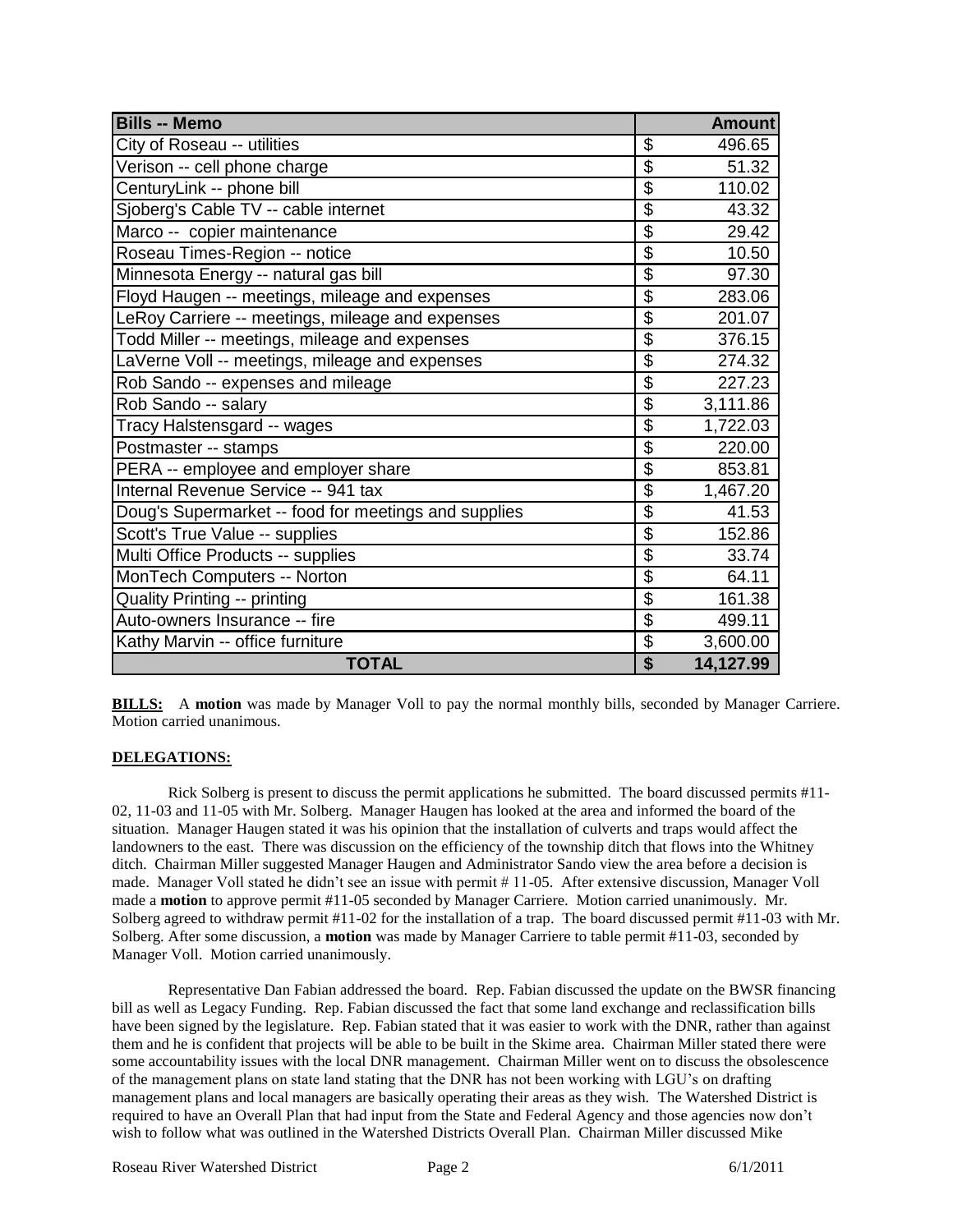| Bills -- Memo | Amount |
|---|---|
| City of Roseau -- utilities | $ 496.65 |
| Verison -- cell phone charge | $ 51.32 |
| CenturyLink -- phone bill | $ 110.02 |
| Sjoberg's Cable TV -- cable internet | $ 43.32 |
| Marco -- copier maintenance | $ 29.42 |
| Roseau Times-Region -- notice | $ 10.50 |
| Minnesota Energy -- natural gas bill | $ 97.30 |
| Floyd Haugen -- meetings, mileage and expenses | $ 283.06 |
| LeRoy Carriere -- meetings, mileage and expenses | $ 201.07 |
| Todd Miller -- meetings, mileage and expenses | $ 376.15 |
| LaVerne Voll -- meetings, mileage and expenses | $ 274.32 |
| Rob Sando -- expenses and mileage | $ 227.23 |
| Rob Sando -- salary | $ 3,111.86 |
| Tracy Halstensgard -- wages | $ 1,722.03 |
| Postmaster -- stamps | $ 220.00 |
| PERA -- employee and employer share | $ 853.81 |
| Internal Revenue Service -- 941 tax | $ 1,467.20 |
| Doug's Supermarket -- food for meetings and supplies | $ 41.53 |
| Scott's True Value -- supplies | $ 152.86 |
| Multi Office Products -- supplies | $ 33.74 |
| MonTech Computers -- Norton | $ 64.11 |
| Quality Printing -- printing | $ 161.38 |
| Auto-owners Insurance -- fire | $ 499.11 |
| Kathy Marvin -- office furniture | $ 3,600.00 |
| **TOTAL** | **$ 14,127.99** |

**BILLS:** A **motion** was made by Manager Voll to pay the normal monthly bills, seconded by Manager Carriere. Motion carried unanimous.

**DELEGATIONS:**

Rick Solberg is present to discuss the permit applications he submitted. The board discussed permits #11-02, 11-03 and 11-05 with Mr. Solberg. Manager Haugen has looked at the area and informed the board of the situation. Manager Haugen stated it was his opinion that the installation of culverts and traps would affect the landowners to the east. There was discussion on the efficiency of the township ditch that flows into the Whitney ditch. Chairman Miller suggested Manager Haugen and Administrator Sando view the area before a decision is made. Manager Voll stated he didn't see an issue with permit # 11-05. After extensive discussion, Manager Voll made a **motion** to approve permit #11-05 seconded by Manager Carriere. Motion carried unanimously. Mr. Solberg agreed to withdraw permit #11-02 for the installation of a trap. The board discussed permit #11-03 with Mr. Solberg. After some discussion, a **motion** was made by Manager Carriere to table permit #11-03, seconded by Manager Voll. Motion carried unanimously.

Representative Dan Fabian addressed the board. Rep. Fabian discussed the update on the BWSR financing bill as well as Legacy Funding. Rep. Fabian discussed the fact that some land exchange and reclassification bills have been signed by the legislature. Rep. Fabian stated that it was easier to work with the DNR, rather than against them and he is confident that projects will be able to be built in the Skime area. Chairman Miller stated there were some accountability issues with the local DNR management. Chairman Miller went on to discuss the obsolescence of the management plans on state land stating that the DNR has not been working with LGU's on drafting management plans and local managers are basically operating their areas as they wish. The Watershed District is required to have an Overall Plan that had input from the State and Federal Agency and those agencies now don't wish to follow what was outlined in the Watershed Districts Overall Plan. Chairman Miller discussed Mike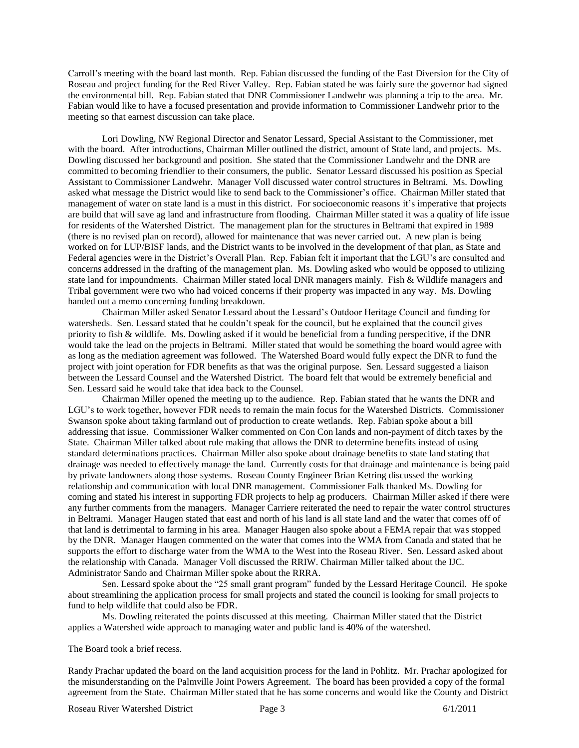Carroll's meeting with the board last month. Rep. Fabian discussed the funding of the East Diversion for the City of Roseau and project funding for the Red River Valley. Rep. Fabian stated he was fairly sure the governor had signed the environmental bill. Rep. Fabian stated that DNR Commissioner Landwehr was planning a trip to the area. Mr. Fabian would like to have a focused presentation and provide information to Commissioner Landwehr prior to the meeting so that earnest discussion can take place.

Lori Dowling, NW Regional Director and Senator Lessard, Special Assistant to the Commissioner, met with the board. After introductions, Chairman Miller outlined the district, amount of State land, and projects. Ms. Dowling discussed her background and position. She stated that the Commissioner Landwehr and the DNR are committed to becoming friendlier to their consumers, the public. Senator Lessard discussed his position as Special Assistant to Commissioner Landwehr. Manager Voll discussed water control structures in Beltrami. Ms. Dowling asked what message the District would like to send back to the Commissioner's office. Chairman Miller stated that management of water on state land is a must in this district. For socioeconomic reasons it's imperative that projects are build that will save ag land and infrastructure from flooding. Chairman Miller stated it was a quality of life issue for residents of the Watershed District. The management plan for the structures in Beltrami that expired in 1989 (there is no revised plan on record), allowed for maintenance that was never carried out. A new plan is being worked on for LUP/BISF lands, and the District wants to be involved in the development of that plan, as State and Federal agencies were in the District's Overall Plan. Rep. Fabian felt it important that the LGU's are consulted and concerns addressed in the drafting of the management plan. Ms. Dowling asked who would be opposed to utilizing state land for impoundments. Chairman Miller stated local DNR managers mainly. Fish & Wildlife managers and Tribal government were two who had voiced concerns if their property was impacted in any way. Ms. Dowling handed out a memo concerning funding breakdown.

Chairman Miller asked Senator Lessard about the Lessard's Outdoor Heritage Council and funding for watersheds. Sen. Lessard stated that he couldn't speak for the council, but he explained that the council gives priority to fish & wildlife. Ms. Dowling asked if it would be beneficial from a funding perspecitive, if the DNR would take the lead on the projects in Beltrami. Miller stated that would be something the board would agree with as long as the mediation agreement was followed. The Watershed Board would fully expect the DNR to fund the project with joint operation for FDR benefits as that was the original purpose. Sen. Lessard suggested a liaison between the Lessard Counsel and the Watershed District. The board felt that would be extremely beneficial and Sen. Lessard said he would take that idea back to the Counsel.

Chairman Miller opened the meeting up to the audience. Rep. Fabian stated that he wants the DNR and LGU's to work together, however FDR needs to remain the main focus for the Watershed Districts. Commissioner Swanson spoke about taking farmland out of production to create wetlands. Rep. Fabian spoke about a bill addressing that issue. Commissioner Walker commented on Con Con lands and non-payment of ditch taxes by the State. Chairman Miller talked about rule making that allows the DNR to determine benefits instead of using standard determinations practices. Chairman Miller also spoke about drainage benefits to state land stating that drainage was needed to effectively manage the land. Currently costs for that drainage and maintenance is being paid by private landowners along those systems. Roseau County Engineer Brian Ketring discussed the working relationship and communication with local DNR management. Commissioner Falk thanked Ms. Dowling for coming and stated his interest in supporting FDR projects to help ag producers. Chairman Miller asked if there were any further comments from the managers. Manager Carriere reiterated the need to repair the water control structures in Beltrami. Manager Haugen stated that east and north of his land is all state land and the water that comes off of that land is detrimental to farming in his area. Manager Haugen also spoke about a FEMA repair that was stopped by the DNR. Manager Haugen commented on the water that comes into the WMA from Canada and stated that he supports the effort to discharge water from the WMA to the West into the Roseau River. Sen. Lessard asked about the relationship with Canada. Manager Voll discussed the RRIW. Chairman Miller talked about the IJC. Administrator Sando and Chairman Miller spoke about the RRRA.

Sen. Lessard spoke about the "25 small grant program" funded by the Lessard Heritage Council. He spoke about streamlining the application process for small projects and stated the council is looking for small projects to fund to help wildlife that could also be FDR.

Ms. Dowling reiterated the points discussed at this meeting. Chairman Miller stated that the District applies a Watershed wide approach to managing water and public land is 40% of the watershed.

The Board took a brief recess.

Randy Prachar updated the board on the land acquisition process for the land in Pohlitz. Mr. Prachar apologized for the misunderstanding on the Palmville Joint Powers Agreement. The board has been provided a copy of the formal agreement from the State. Chairman Miller stated that he has some concerns and would like the County and District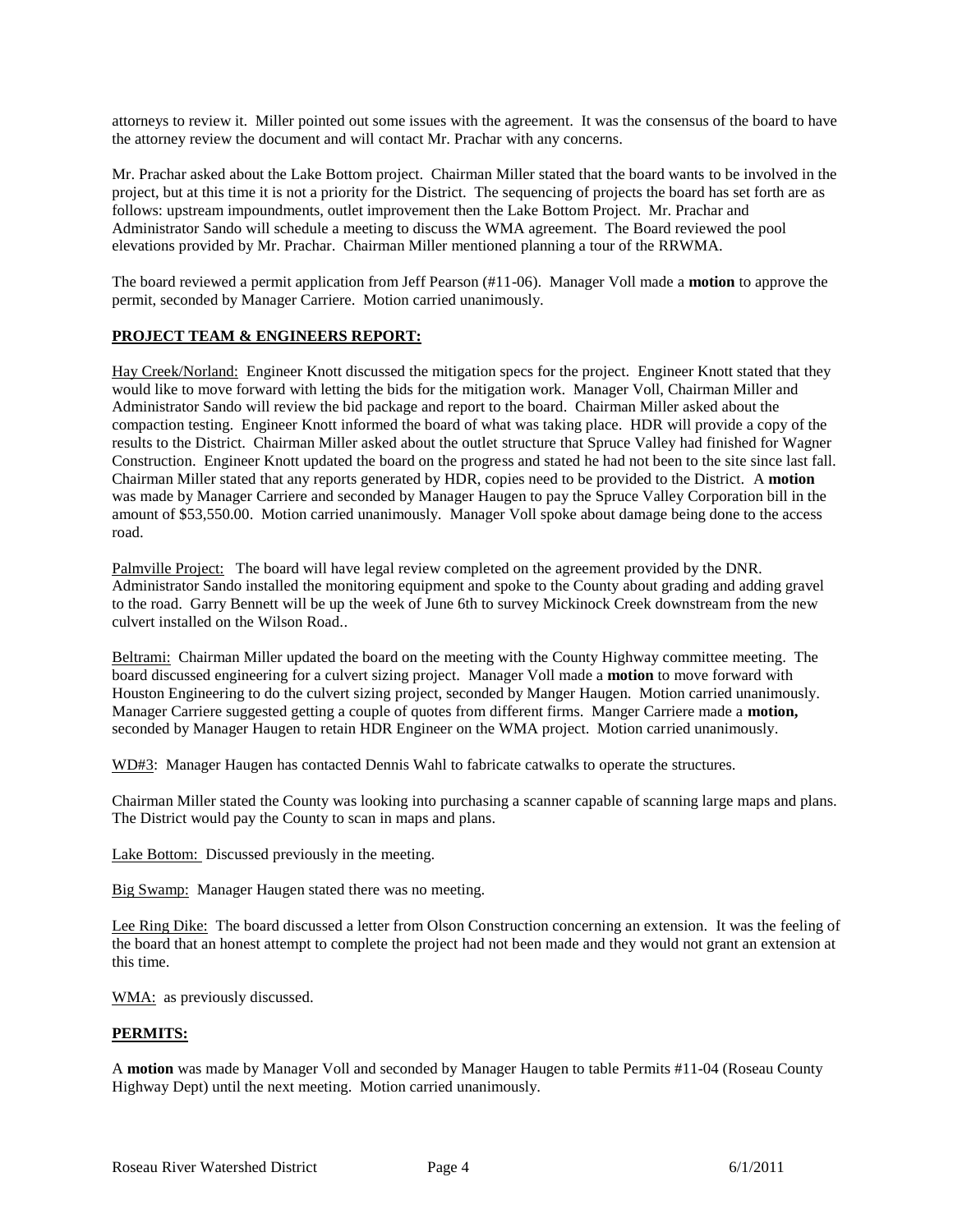attorneys to review it. Miller pointed out some issues with the agreement. It was the consensus of the board to have the attorney review the document and will contact Mr. Prachar with any concerns.

Mr. Prachar asked about the Lake Bottom project. Chairman Miller stated that the board wants to be involved in the project, but at this time it is not a priority for the District. The sequencing of projects the board has set forth are as follows: upstream impoundments, outlet improvement then the Lake Bottom Project. Mr. Prachar and Administrator Sando will schedule a meeting to discuss the WMA agreement. The Board reviewed the pool elevations provided by Mr. Prachar. Chairman Miller mentioned planning a tour of the RRWMA.

The board reviewed a permit application from Jeff Pearson (#11-06). Manager Voll made a **motion** to approve the permit, seconded by Manager Carriere. Motion carried unanimously.

**PROJECT TEAM & ENGINEERS REPORT:**

Hay Creek/Norland: Engineer Knott discussed the mitigation specs for the project. Engineer Knott stated that they would like to move forward with letting the bids for the mitigation work. Manager Voll, Chairman Miller and Administrator Sando will review the bid package and report to the board. Chairman Miller asked about the compaction testing. Engineer Knott informed the board of what was taking place. HDR will provide a copy of the results to the District. Chairman Miller asked about the outlet structure that Spruce Valley had finished for Wagner Construction. Engineer Knott updated the board on the progress and stated he had not been to the site since last fall. Chairman Miller stated that any reports generated by HDR, copies need to be provided to the District. A **motion** was made by Manager Carriere and seconded by Manager Haugen to pay the Spruce Valley Corporation bill in the amount of $53,550.00. Motion carried unanimously. Manager Voll spoke about damage being done to the access road.

Palmville Project: The board will have legal review completed on the agreement provided by the DNR. Administrator Sando installed the monitoring equipment and spoke to the County about grading and adding gravel to the road. Garry Bennett will be up the week of June 6th to survey Mickinock Creek downstream from the new culvert installed on the Wilson Road..

Beltrami: Chairman Miller updated the board on the meeting with the County Highway committee meeting. The board discussed engineering for a culvert sizing project. Manager Voll made a **motion** to move forward with Houston Engineering to do the culvert sizing project, seconded by Manger Haugen. Motion carried unanimously. Manager Carriere suggested getting a couple of quotes from different firms. Manger Carriere made a **motion,** seconded by Manager Haugen to retain HDR Engineer on the WMA project. Motion carried unanimously.

WD#3: Manager Haugen has contacted Dennis Wahl to fabricate catwalks to operate the structures.

Chairman Miller stated the County was looking into purchasing a scanner capable of scanning large maps and plans. The District would pay the County to scan in maps and plans.

Lake Bottom: Discussed previously in the meeting.

Big Swamp: Manager Haugen stated there was no meeting.

Lee Ring Dike: The board discussed a letter from Olson Construction concerning an extension. It was the feeling of the board that an honest attempt to complete the project had not been made and they would not grant an extension at this time.

WMA: as previously discussed.

**PERMITS:**

A **motion** was made by Manager Voll and seconded by Manager Haugen to table Permits #11-04 (Roseau County Highway Dept) until the next meeting. Motion carried unanimously.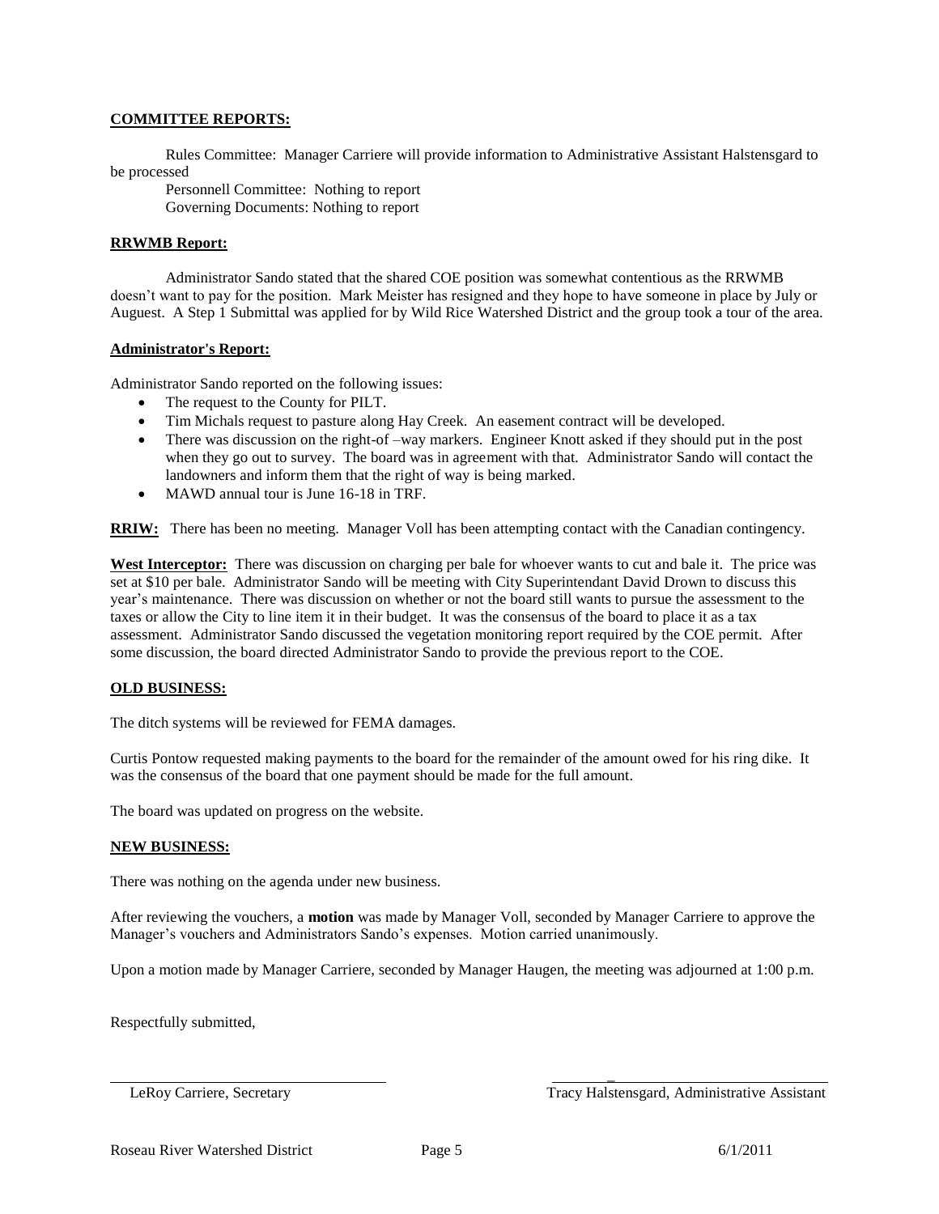**COMMITTEE REPORTS:**

Rules Committee: Manager Carriere will provide information to Administrative Assistant Halstensgard to be processed

Personnell Committee: Nothing to report

Governing Documents: Nothing to report

**RRWMB Report:**

Administrator Sando stated that the shared COE position was somewhat contentious as the RRWMB doesn't want to pay for the position. Mark Meister has resigned and they hope to have someone in place by July or Auguest. A Step 1 Submittal was applied for by Wild Rice Watershed District and the group took a tour of the area.

**Administrator's Report:**

Administrator Sando reported on the following issues:

- The request to the County for PILT.
- Tim Michals request to pasture along Hay Creek. An easement contract will be developed.
- There was discussion on the right-of –way markers. Engineer Knott asked if they should put in the post when they go out to survey. The board was in agreement with that. Administrator Sando will contact the landowners and inform them that the right of way is being marked.
- MAWD annual tour is June 16-18 in TRF.

**RRIW:** There has been no meeting. Manager Voll has been attempting contact with the Canadian contingency.

**West Interceptor:** There was discussion on charging per bale for whoever wants to cut and bale it. The price was set at $10 per bale. Administrator Sando will be meeting with City Superintendant David Drown to discuss this year's maintenance. There was discussion on whether or not the board still wants to pursue the assessment to the taxes or allow the City to line item it in their budget. It was the consensus of the board to place it as a tax assessment. Administrator Sando discussed the vegetation monitoring report required by the COE permit. After some discussion, the board directed Administrator Sando to provide the previous report to the COE.

**OLD BUSINESS:**

The ditch systems will be reviewed for FEMA damages.

Curtis Pontow requested making payments to the board for the remainder of the amount owed for his ring dike. It was the consensus of the board that one payment should be made for the full amount.

The board was updated on progress on the website.

**NEW BUSINESS:**

There was nothing on the agenda under new business.

After reviewing the vouchers, a **motion** was made by Manager Voll, seconded by Manager Carriere to approve the Manager's vouchers and Administrators Sando's expenses. Motion carried unanimously.

Upon a motion made by Manager Carriere, seconded by Manager Haugen, the meeting was adjourned at 1:00 p.m.

Respectfully submitted,

LeRoy Carriere, Secretary

Tracy Halstensgard, Administrative Assistant